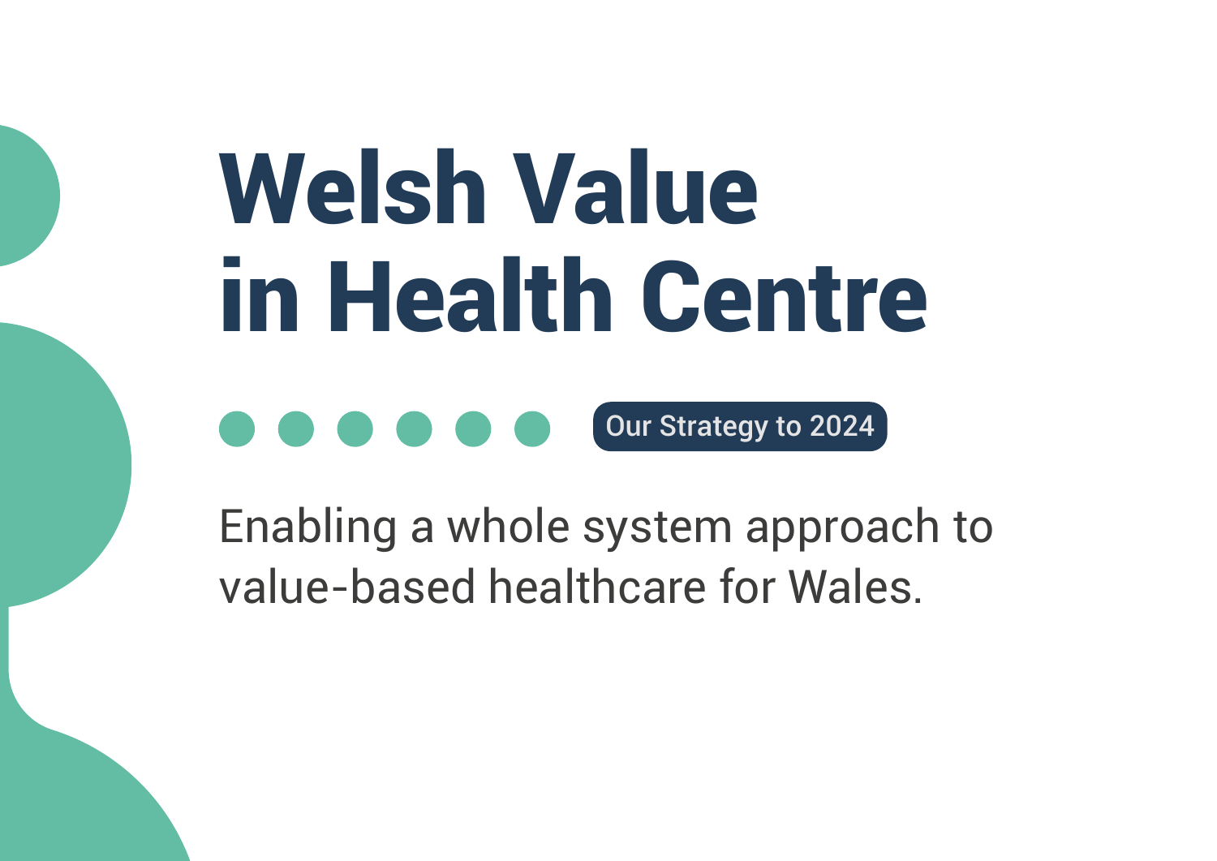# Welsh Value in Health Centre

Our Strategy to 2024

Enabling a whole system approach to value-based healthcare for Wales.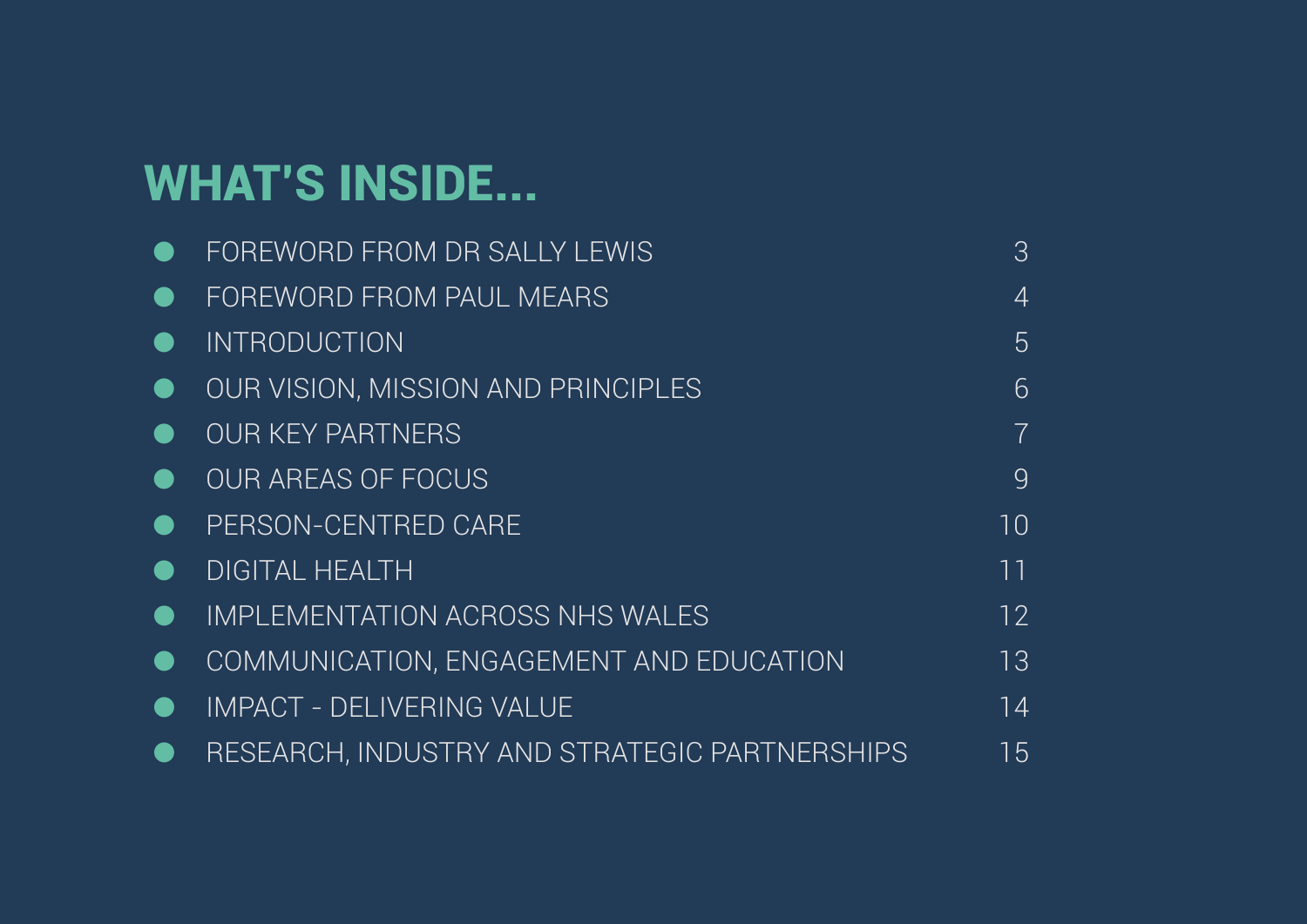# WHAT'S INSIDE...

- FOREWORD FROM DR SALLY LEWIS 3
- FOREWORD FROM PAUL MEARS 4
- INTRODUCTION 5
- OUR VISION, MISSION AND PRINCIPLES 6
- OUR KEY PARTNERS 7
- OUR AREAS OF FOCUS 9
- PERSON-CENTRED CARE 10
- DIGITAL HEALTH 11
- IMPLEMENTATION ACROSS NHS WALES 12
- COMMUNICATION, ENGAGEMENT AND EDUCATION 13
- IMPACT - DELIVERING VALUE 14
- RESEARCH, INDUSTRY AND STRATEGIC PARTNERSHIPS 15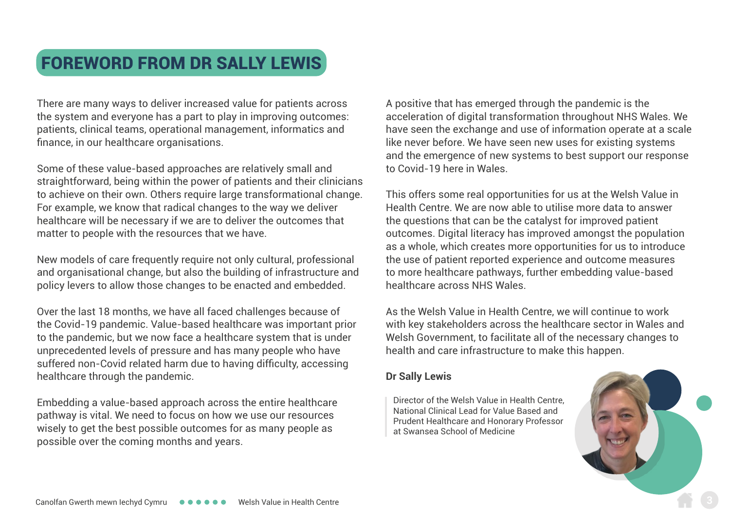# FOREWORD FROM DR SALLY LEWIS

There are many ways to deliver increased value for patients across the system and everyone has a part to play in improving outcomes: patients, clinical teams, operational management, informatics and finance, in our healthcare organisations.

Some of these value-based approaches are relatively small and straightforward, being within the power of patients and their clinicians to achieve on their own. Others require large transformational change. For example, we know that radical changes to the way we deliver healthcare will be necessary if we are to deliver the outcomes that matter to people with the resources that we have.

New models of care frequently require not only cultural, professional and organisational change, but also the building of infrastructure and policy levers to allow those changes to be enacted and embedded.

Over the last 18 months, we have all faced challenges because of the Covid-19 pandemic. Value-based healthcare was important prior to the pandemic, but we now face a healthcare system that is under unprecedented levels of pressure and has many people who have suffered non-Covid related harm due to having difficulty, accessing healthcare through the pandemic.

Embedding a value-based approach across the entire healthcare pathway is vital. We need to focus on how we use our resources wisely to get the best possible outcomes for as many people as possible over the coming months and years.

A positive that has emerged through the pandemic is the acceleration of digital transformation throughout NHS Wales. We have seen the exchange and use of information operate at a scale like never before. We have seen new uses for existing systems and the emergence of new systems to best support our response to Covid-19 here in Wales.

This offers some real opportunities for us at the Welsh Value in Health Centre. We are now able to utilise more data to answer the questions that can be the catalyst for improved patient outcomes. Digital literacy has improved amongst the population as a whole, which creates more opportunities for us to introduce the use of patient reported experience and outcome measures to more healthcare pathways, further embedding value-based healthcare across NHS Wales.

As the Welsh Value in Health Centre, we will continue to work with key stakeholders across the healthcare sector in Wales and Welsh Government, to facilitate all of the necessary changes to health and care infrastructure to make this happen.

**Dr Sally Lewis**

Director of the Welsh Value in Health Centre, National Clinical Lead for Value Based and Prudent Healthcare and Honorary Professor at Swansea School of Medicine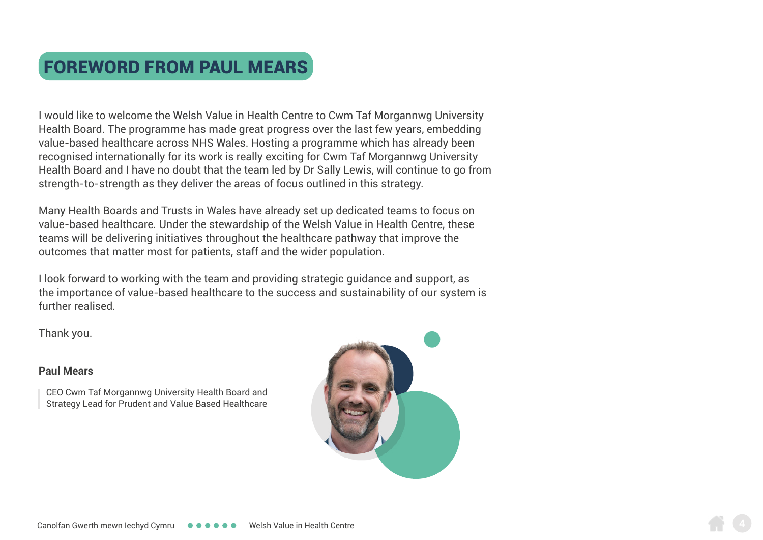# FOREWORD FROM PAUL MEARS

I would like to welcome the Welsh Value in Health Centre to Cwm Taf Morgannwg University Health Board. The programme has made great progress over the last few years, embedding value-based healthcare across NHS Wales. Hosting a programme which has already been recognised internationally for its work is really exciting for Cwm Taf Morgannwg University Health Board and I have no doubt that the team led by Dr Sally Lewis, will continue to go from strength-to-strength as they deliver the areas of focus outlined in this strategy.

Many Health Boards and Trusts in Wales have already set up dedicated teams to focus on value-based healthcare. Under the stewardship of the Welsh Value in Health Centre, these teams will be delivering initiatives throughout the healthcare pathway that improve the outcomes that matter most for patients, staff and the wider population.

I look forward to working with the team and providing strategic guidance and support, as the importance of value-based healthcare to the success and sustainability of our system is further realised.

Thank you.

**Paul Mears**

CEO Cwm Taf Morgannwg University Health Board and Strategy Lead for Prudent and Value Based Healthcare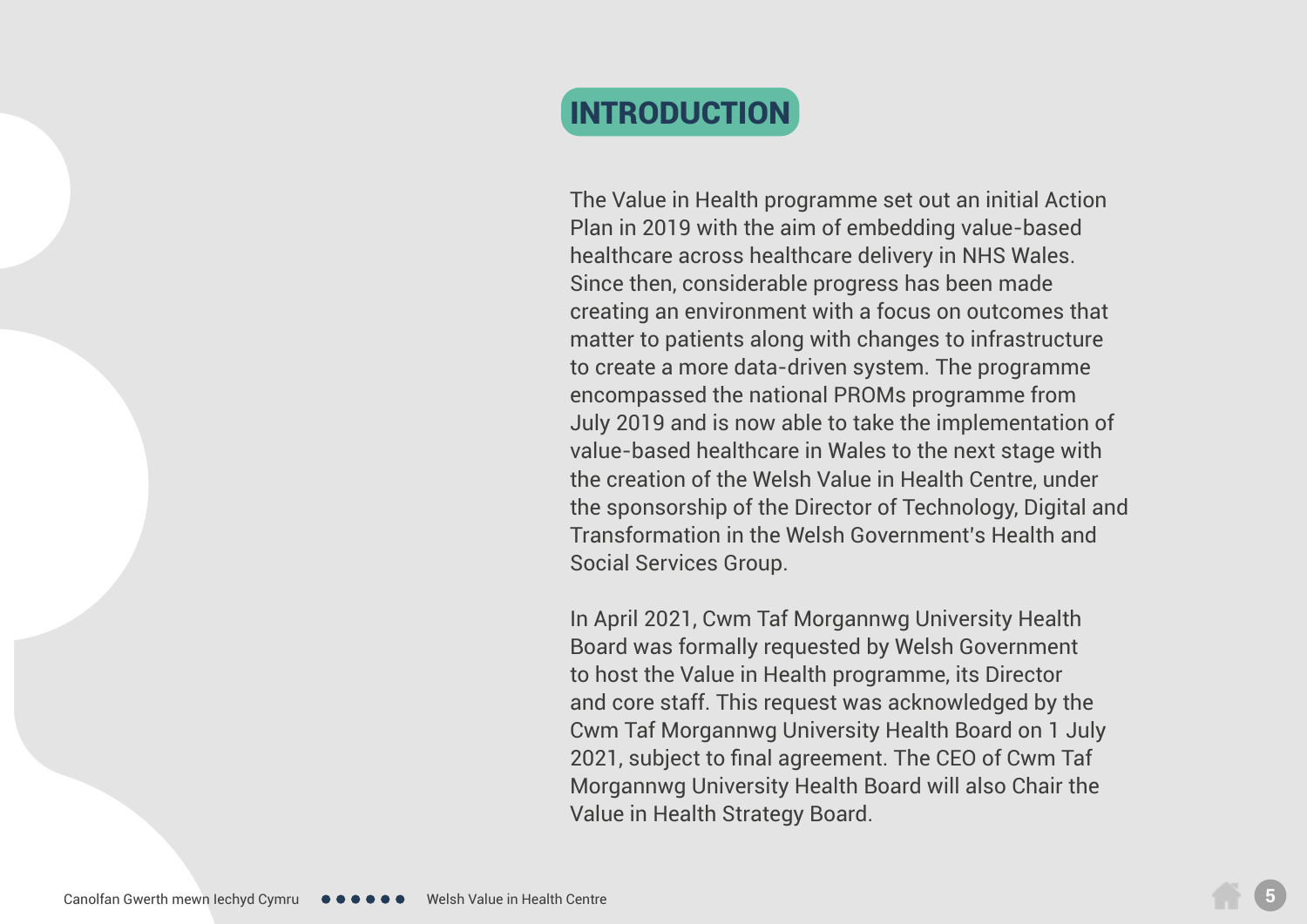# INTRODUCTION

The Value in Health programme set out an initial Action Plan in 2019 with the aim of embedding value-based healthcare across healthcare delivery in NHS Wales. Since then, considerable progress has been made creating an environment with a focus on outcomes that matter to patients along with changes to infrastructure to create a more data-driven system. The programme encompassed the national PROMs programme from July 2019 and is now able to take the implementation of value-based healthcare in Wales to the next stage with the creation of the Welsh Value in Health Centre, under the sponsorship of the Director of Technology, Digital and Transformation in the Welsh Government's Health and Social Services Group.

In April 2021, Cwm Taf Morgannwg University Health Board was formally requested by Welsh Government to host the Value in Health programme, its Director and core staff. This request was acknowledged by the Cwm Taf Morgannwg University Health Board on 1 July 2021, subject to final agreement. The CEO of Cwm Taf Morgannwg University Health Board will also Chair the Value in Health Strategy Board.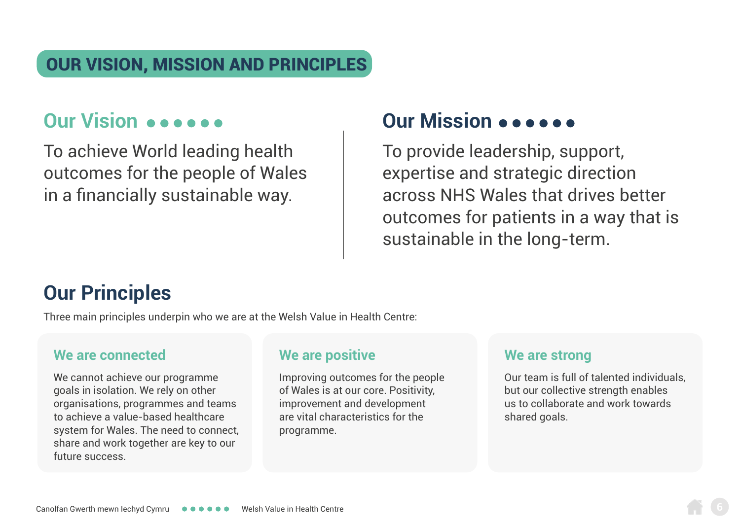# OUR VISION, MISSION AND PRINCIPLES

## Our Vision

To achieve World leading health outcomes for the people of Wales in a financially sustainable way.

## Our Mission

To provide leadership, support, expertise and strategic direction across NHS Wales that drives better outcomes for patients in a way that is sustainable in the long-term.

## Our Principles

Three main principles underpin who we are at the Welsh Value in Health Centre:

### We are connected

We cannot achieve our programme goals in isolation. We rely on other organisations, programmes and teams to achieve a value-based healthcare system for Wales. The need to connect, share and work together are key to our future success.

### We are positive

Improving outcomes for the people of Wales is at our core. Positivity, improvement and development are vital characteristics for the programme.

### We are strong

Our team is full of talented individuals, but our collective strength enables us to collaborate and work towards shared goals.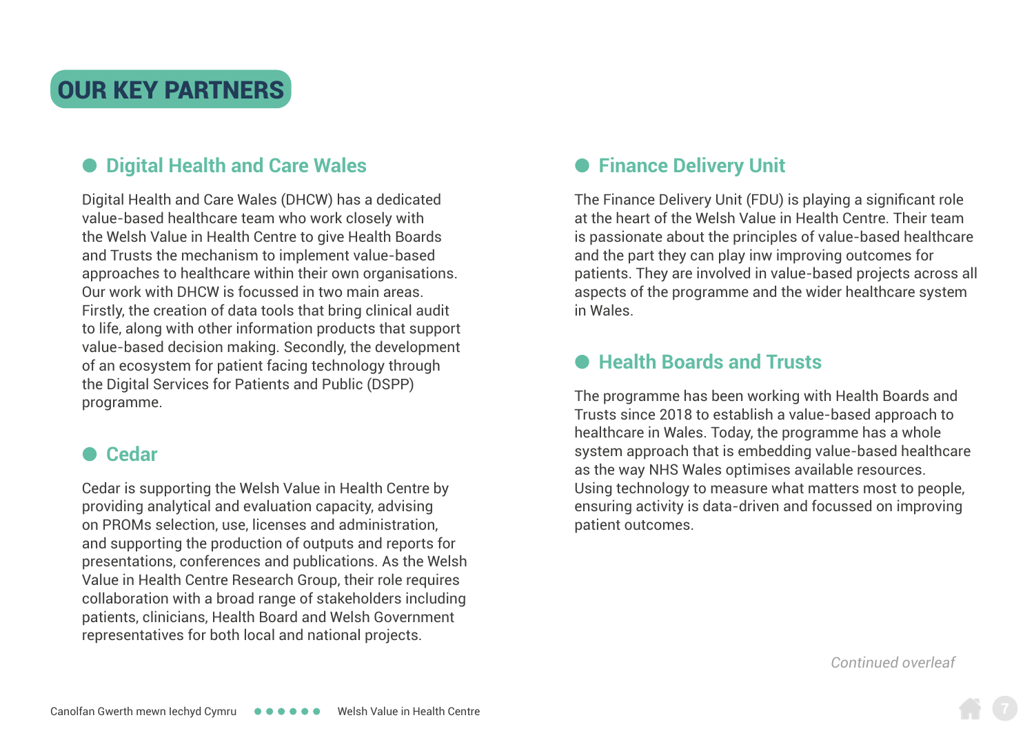# OUR KEY PARTNERS

## Digital Health and Care Wales

Digital Health and Care Wales (DHCW) has a dedicated value-based healthcare team who work closely with the Welsh Value in Health Centre to give Health Boards and Trusts the mechanism to implement value-based approaches to healthcare within their own organisations. Our work with DHCW is focussed in two main areas. Firstly, the creation of data tools that bring clinical audit to life, along with other information products that support value-based decision making. Secondly, the development of an ecosystem for patient facing technology through the Digital Services for Patients and Public (DSPP) programme.

## Cedar

Cedar is supporting the Welsh Value in Health Centre by providing analytical and evaluation capacity, advising on PROMs selection, use, licenses and administration, and supporting the production of outputs and reports for presentations, conferences and publications. As the Welsh Value in Health Centre Research Group, their role requires collaboration with a broad range of stakeholders including patients, clinicians, Health Board and Welsh Government representatives for both local and national projects.

## Finance Delivery Unit

The Finance Delivery Unit (FDU) is playing a significant role at the heart of the Welsh Value in Health Centre. Their team is passionate about the principles of value-based healthcare and the part they can play inw improving outcomes for patients. They are involved in value-based projects across all aspects of the programme and the wider healthcare system in Wales.

## Health Boards and Trusts

The programme has been working with Health Boards and Trusts since 2018 to establish a value-based approach to healthcare in Wales. Today, the programme has a whole system approach that is embedding value-based healthcare as the way NHS Wales optimises available resources. Using technology to measure what matters most to people, ensuring activity is data-driven and focussed on improving patient outcomes.

*Continued overleaf*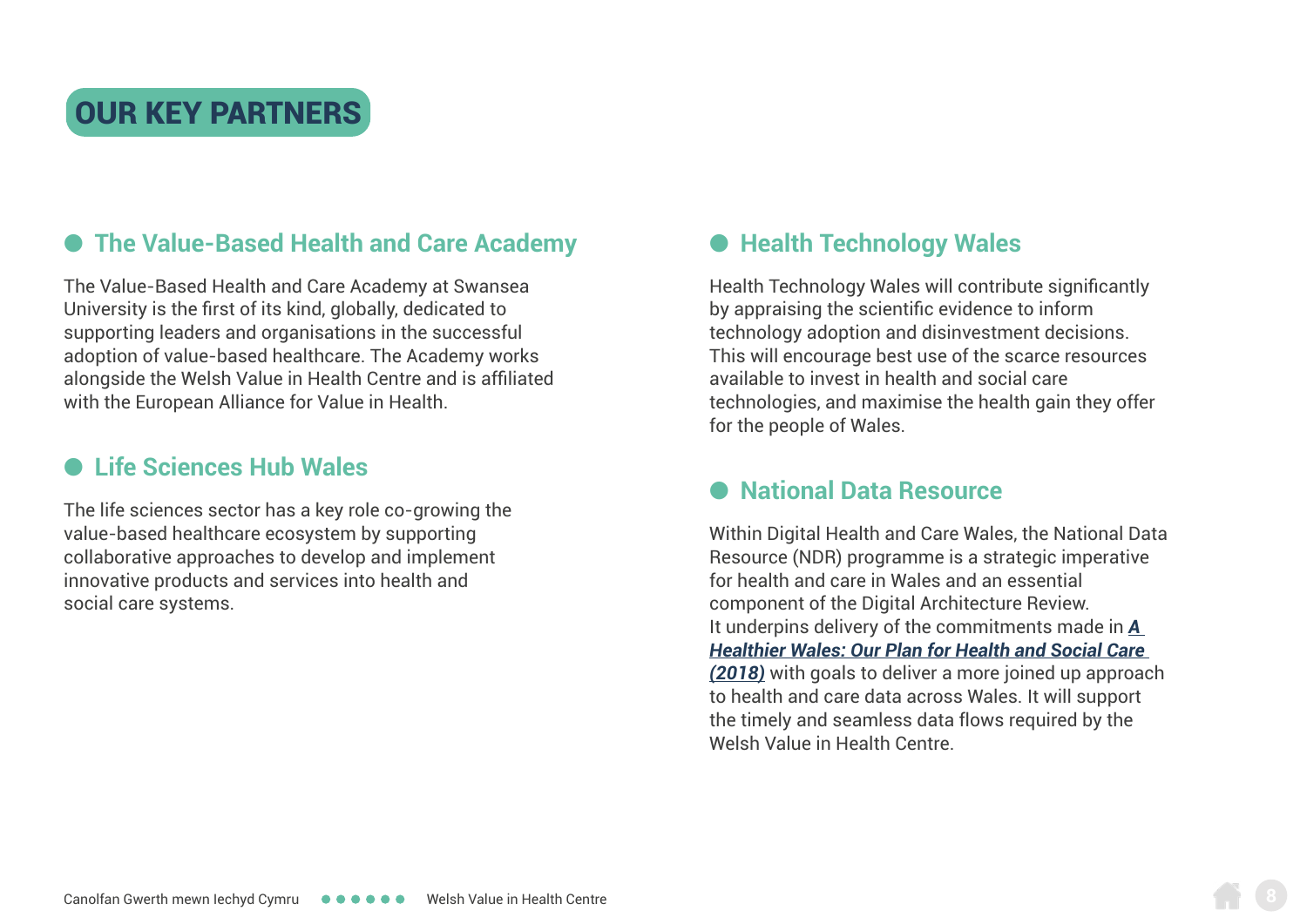# OUR KEY PARTNERS

## The Value-Based Health and Care Academy

The Value-Based Health and Care Academy at Swansea University is the first of its kind, globally, dedicated to supporting leaders and organisations in the successful adoption of value-based healthcare. The Academy works alongside the Welsh Value in Health Centre and is affiliated with the European Alliance for Value in Health.

## Life Sciences Hub Wales

The life sciences sector has a key role co-growing the value-based healthcare ecosystem by supporting collaborative approaches to develop and implement innovative products and services into health and social care systems.

## Health Technology Wales

Health Technology Wales will contribute significantly by appraising the scientific evidence to inform technology adoption and disinvestment decisions. This will encourage best use of the scarce resources available to invest in health and social care technologies, and maximise the health gain they offer for the people of Wales.

## National Data Resource

Within Digital Health and Care Wales, the National Data Resource (NDR) programme is a strategic imperative for health and care in Wales and an essential component of the Digital Architecture Review. It underpins delivery of the commitments made in ***A Healthier Wales: Our Plan for Health and Social Care (2018)*** with goals to deliver a more joined up approach to health and care data across Wales. It will support the timely and seamless data flows required by the Welsh Value in Health Centre.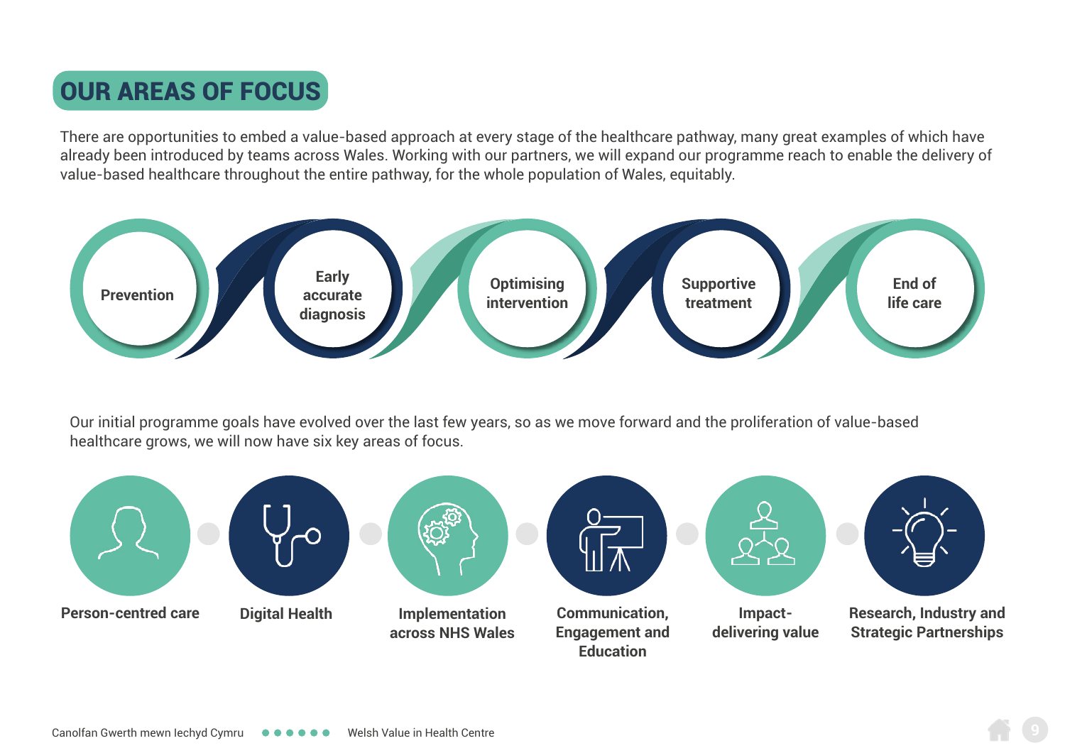# OUR AREAS OF FOCUS

There are opportunities to embed a value-based approach at every stage of the healthcare pathway, many great examples of which have already been introduced by teams across Wales. Working with our partners, we will expand our programme reach to enable the delivery of value-based healthcare throughout the entire pathway, for the whole population of Wales, equitably.

Prevention

Early accurate diagnosis

Optimising intervention

Supportive treatment

End of life care

Our initial programme goals have evolved over the last few years, so as we move forward and the proliferation of value-based healthcare grows, we will now have six key areas of focus.

Person-centred care

Digital Health

Implementation across NHS Wales

Communication, Engagement and Education

Impact-delivering value

Research, Industry and Strategic Partnerships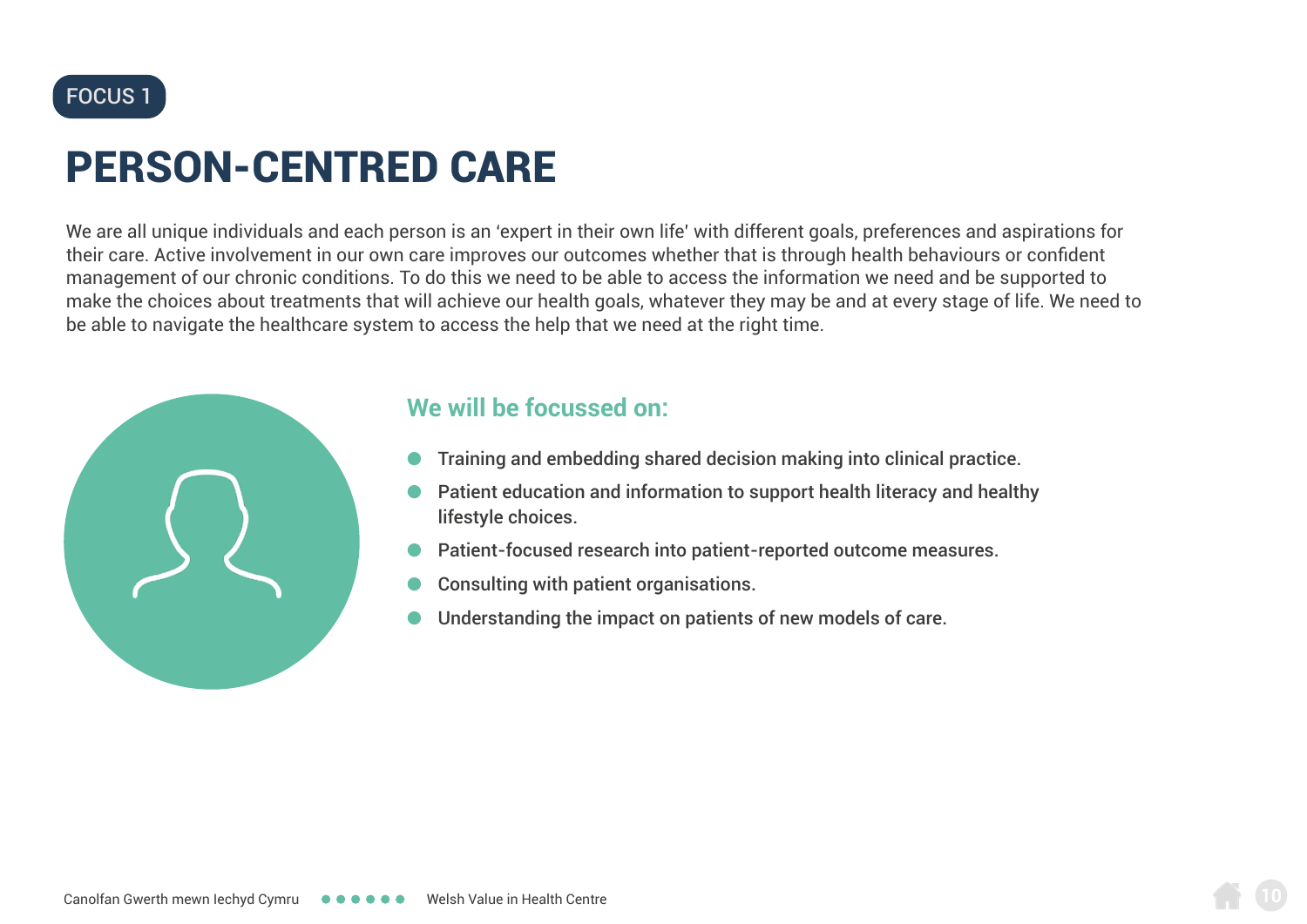FOCUS 1

# PERSON-CENTRED CARE

We are all unique individuals and each person is an 'expert in their own life' with different goals, preferences and aspirations for their care. Active involvement in our own care improves our outcomes whether that is through health behaviours or confident management of our chronic conditions. To do this we need to be able to access the information we need and be supported to make the choices about treatments that will achieve our health goals, whatever they may be and at every stage of life. We need to be able to navigate the healthcare system to access the help that we need at the right time.

## We will be focussed on:

- Training and embedding shared decision making into clinical practice.
- Patient education and information to support health literacy and healthy lifestyle choices.
- Patient-focused research into patient-reported outcome measures.
- Consulting with patient organisations.
- Understanding the impact on patients of new models of care.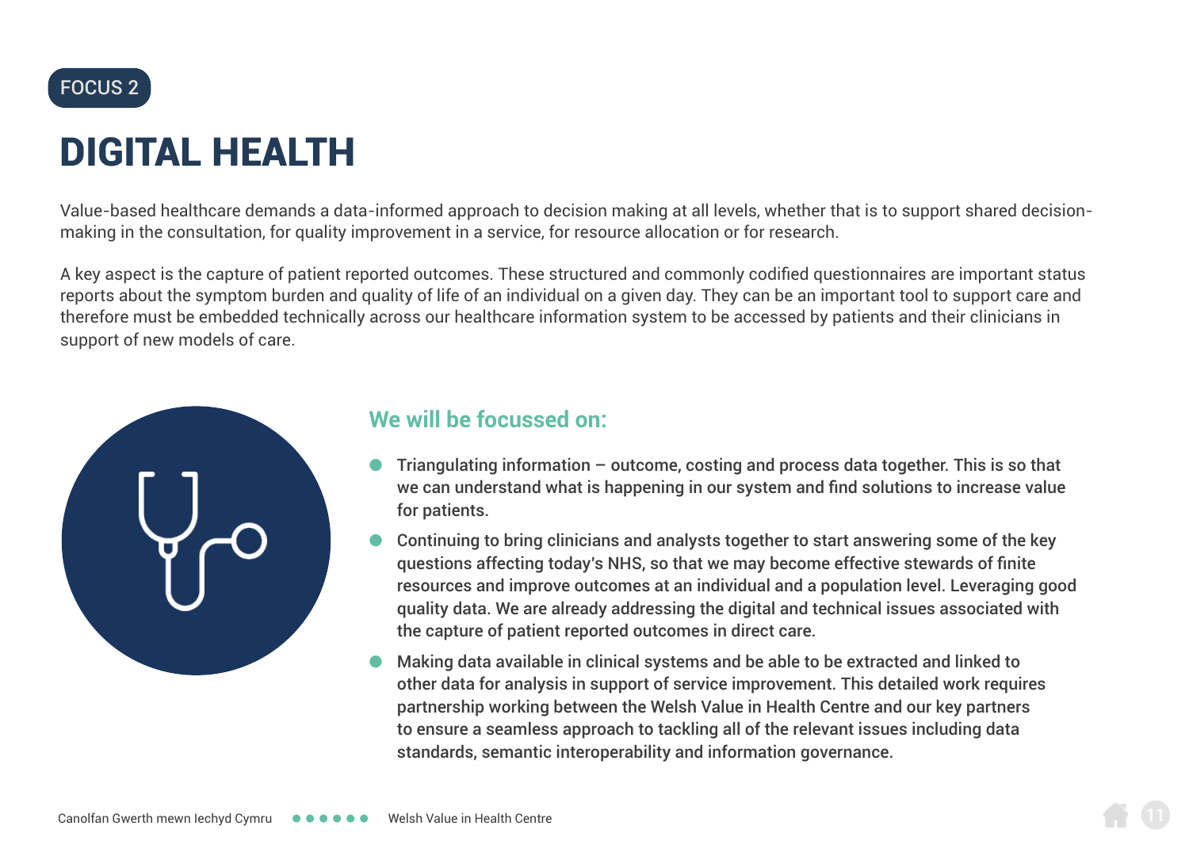FOCUS 2

# DIGITAL HEALTH

Value-based healthcare demands a data-informed approach to decision making at all levels, whether that is to support shared decision-making in the consultation, for quality improvement in a service, for resource allocation or for research.

A key aspect is the capture of patient reported outcomes. These structured and commonly codified questionnaires are important status reports about the symptom burden and quality of life of an individual on a given day. They can be an important tool to support care and therefore must be embedded technically across our healthcare information system to be accessed by patients and their clinicians in support of new models of care.

## We will be focussed on:

- Triangulating information – outcome, costing and process data together. This is so that we can understand what is happening in our system and find solutions to increase value for patients.
- Continuing to bring clinicians and analysts together to start answering some of the key questions affecting today's NHS, so that we may become effective stewards of finite resources and improve outcomes at an individual and a population level. Leveraging good quality data. We are already addressing the digital and technical issues associated with the capture of patient reported outcomes in direct care.
- Making data available in clinical systems and be able to be extracted and linked to other data for analysis in support of service improvement. This detailed work requires partnership working between the Welsh Value in Health Centre and our key partners to ensure a seamless approach to tackling all of the relevant issues including data standards, semantic interoperability and information governance.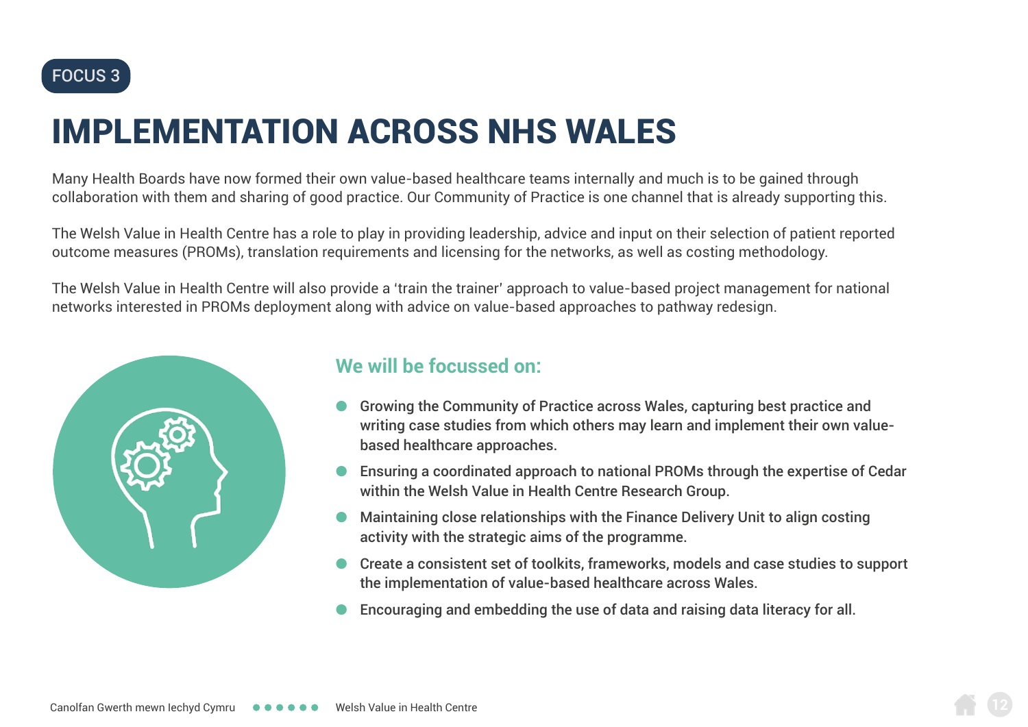FOCUS 3

# IMPLEMENTATION ACROSS NHS WALES

Many Health Boards have now formed their own value-based healthcare teams internally and much is to be gained through collaboration with them and sharing of good practice. Our Community of Practice is one channel that is already supporting this.

The Welsh Value in Health Centre has a role to play in providing leadership, advice and input on their selection of patient reported outcome measures (PROMs), translation requirements and licensing for the networks, as well as costing methodology.

The Welsh Value in Health Centre will also provide a 'train the trainer' approach to value-based project management for national networks interested in PROMs deployment along with advice on value-based approaches to pathway redesign.

## We will be focussed on:

- Growing the Community of Practice across Wales, capturing best practice and writing case studies from which others may learn and implement their own value-based healthcare approaches.
- Ensuring a coordinated approach to national PROMs through the expertise of Cedar within the Welsh Value in Health Centre Research Group.
- Maintaining close relationships with the Finance Delivery Unit to align costing activity with the strategic aims of the programme.
- Create a consistent set of toolkits, frameworks, models and case studies to support the implementation of value-based healthcare across Wales.
- Encouraging and embedding the use of data and raising data literacy for all.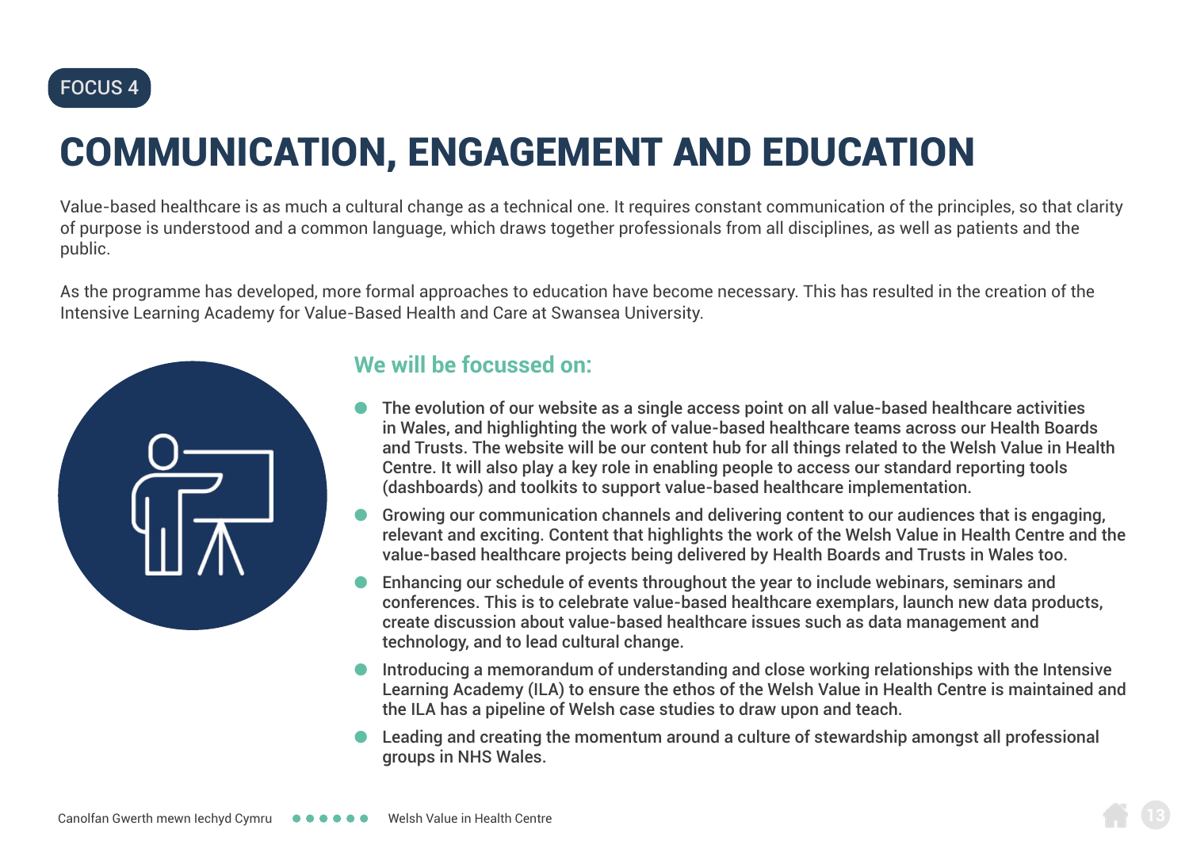FOCUS 4

# COMMUNICATION, ENGAGEMENT AND EDUCATION

Value-based healthcare is as much a cultural change as a technical one. It requires constant communication of the principles, so that clarity of purpose is understood and a common language, which draws together professionals from all disciplines, as well as patients and the public.

As the programme has developed, more formal approaches to education have become necessary. This has resulted in the creation of the Intensive Learning Academy for Value-Based Health and Care at Swansea University.

## We will be focussed on:

- **The evolution of our website as a single access point on all value-based healthcare activities in Wales, and highlighting the work of value-based healthcare teams across our Health Boards and Trusts. The website will be our content hub for all things related to the Welsh Value in Health Centre. It will also play a key role in enabling people to access our standard reporting tools (dashboards) and toolkits to support value-based healthcare implementation.**
- **Growing our communication channels and delivering content to our audiences that is engaging, relevant and exciting. Content that highlights the work of the Welsh Value in Health Centre and the value-based healthcare projects being delivered by Health Boards and Trusts in Wales too.**
- **Enhancing our schedule of events throughout the year to include webinars, seminars and conferences. This is to celebrate value-based healthcare exemplars, launch new data products, create discussion about value-based healthcare issues such as data management and technology, and to lead cultural change.**
- **Introducing a memorandum of understanding and close working relationships with the Intensive Learning Academy (ILA) to ensure the ethos of the Welsh Value in Health Centre is maintained and the ILA has a pipeline of Welsh case studies to draw upon and teach.**
- **Leading and creating the momentum around a culture of stewardship amongst all professional groups in NHS Wales.**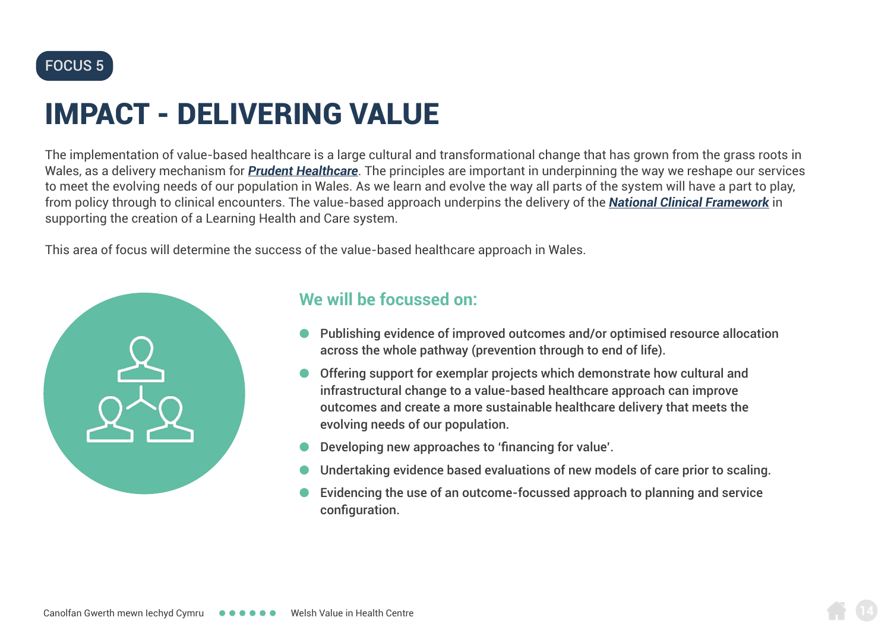FOCUS 5

# IMPACT - DELIVERING VALUE

The implementation of value-based healthcare is a large cultural and transformational change that has grown from the grass roots in Wales, as a delivery mechanism for ***Prudent Healthcare***. The principles are important in underpinning the way we reshape our services to meet the evolving needs of our population in Wales. As we learn and evolve the way all parts of the system will have a part to play, from policy through to clinical encounters. The value-based approach underpins the delivery of the ***National Clinical Framework*** in supporting the creation of a Learning Health and Care system.

This area of focus will determine the success of the value-based healthcare approach in Wales.

## We will be focussed on:

- Publishing evidence of improved outcomes and/or optimised resource allocation across the whole pathway (prevention through to end of life).
- Offering support for exemplar projects which demonstrate how cultural and infrastructural change to a value-based healthcare approach can improve outcomes and create a more sustainable healthcare delivery that meets the evolving needs of our population.
- Developing new approaches to 'financing for value'.
- Undertaking evidence based evaluations of new models of care prior to scaling.
- Evidencing the use of an outcome-focussed approach to planning and service configuration.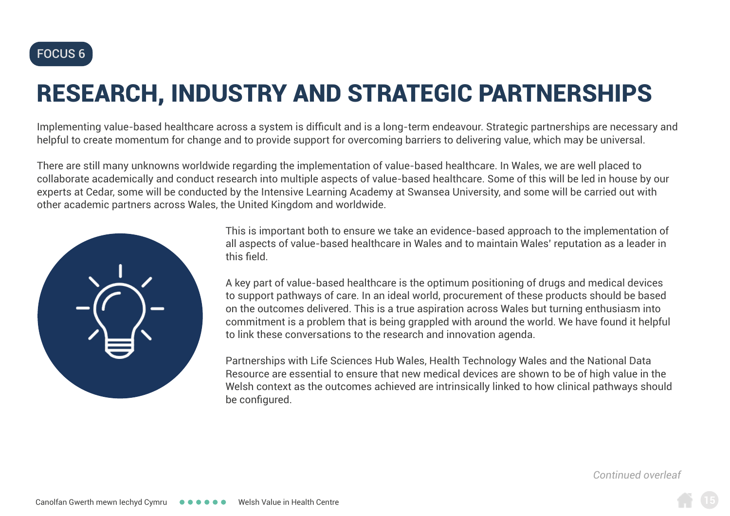FOCUS 6

# RESEARCH, INDUSTRY AND STRATEGIC PARTNERSHIPS

Implementing value-based healthcare across a system is difficult and is a long-term endeavour. Strategic partnerships are necessary and helpful to create momentum for change and to provide support for overcoming barriers to delivering value, which may be universal.

There are still many unknowns worldwide regarding the implementation of value-based healthcare. In Wales, we are well placed to collaborate academically and conduct research into multiple aspects of value-based healthcare. Some of this will be led in house by our experts at Cedar, some will be conducted by the Intensive Learning Academy at Swansea University, and some will be carried out with other academic partners across Wales, the United Kingdom and worldwide.

This is important both to ensure we take an evidence-based approach to the implementation of all aspects of value-based healthcare in Wales and to maintain Wales' reputation as a leader in this field.

A key part of value-based healthcare is the optimum positioning of drugs and medical devices to support pathways of care. In an ideal world, procurement of these products should be based on the outcomes delivered. This is a true aspiration across Wales but turning enthusiasm into commitment is a problem that is being grappled with around the world. We have found it helpful to link these conversations to the research and innovation agenda.

Partnerships with Life Sciences Hub Wales, Health Technology Wales and the National Data Resource are essential to ensure that new medical devices are shown to be of high value in the Welsh context as the outcomes achieved are intrinsically linked to how clinical pathways should be configured.

*Continued overleaf*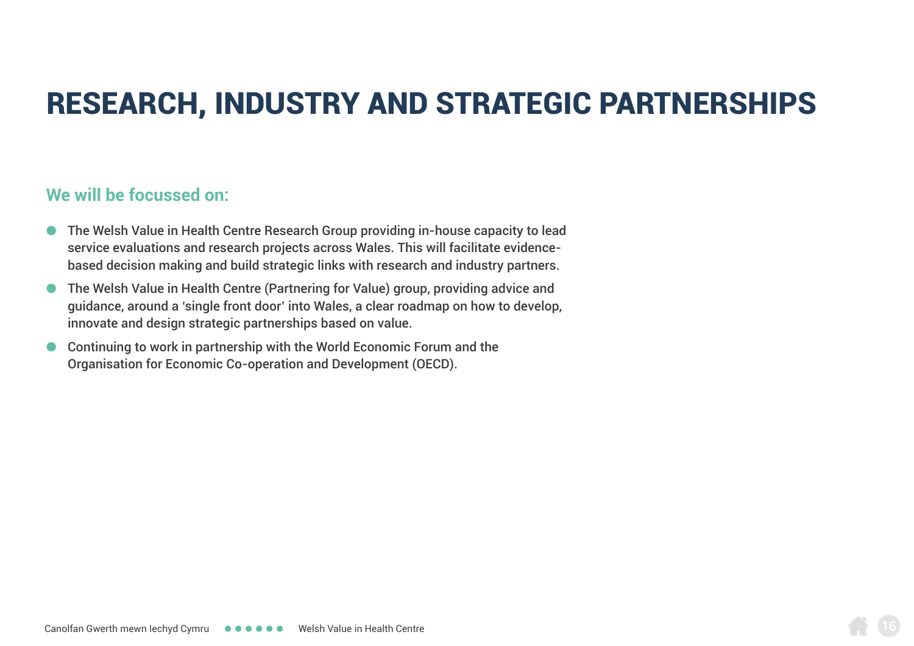# RESEARCH, INDUSTRY AND STRATEGIC PARTNERSHIPS

## We will be focussed on:

- The Welsh Value in Health Centre Research Group providing in-house capacity to lead service evaluations and research projects across Wales. This will facilitate evidence-based decision making and build strategic links with research and industry partners.
- The Welsh Value in Health Centre (Partnering for Value) group, providing advice and guidance, around a 'single front door' into Wales, a clear roadmap on how to develop, innovate and design strategic partnerships based on value.
- Continuing to work in partnership with the World Economic Forum and the Organisation for Economic Co-operation and Development (OECD).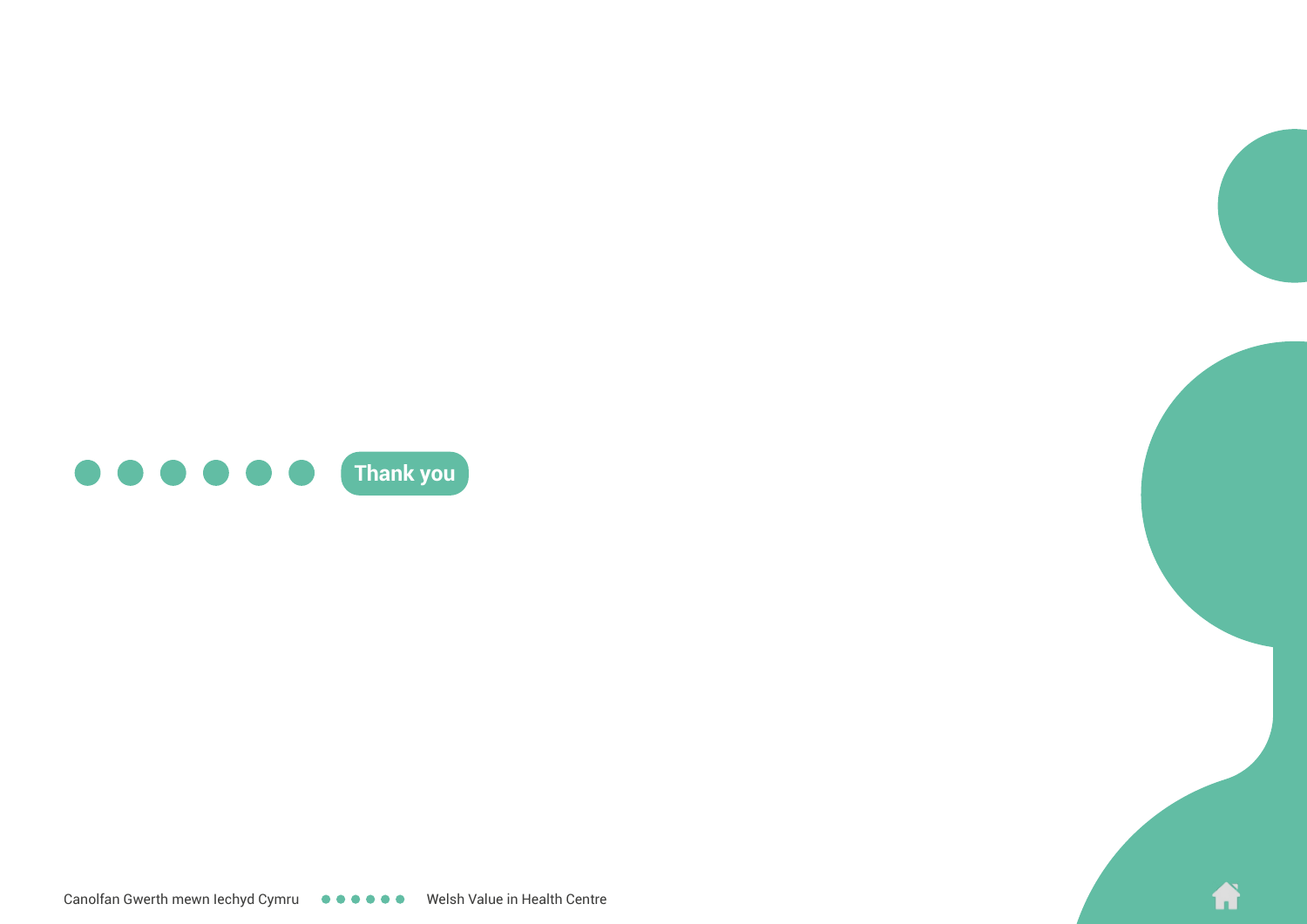# Thank you